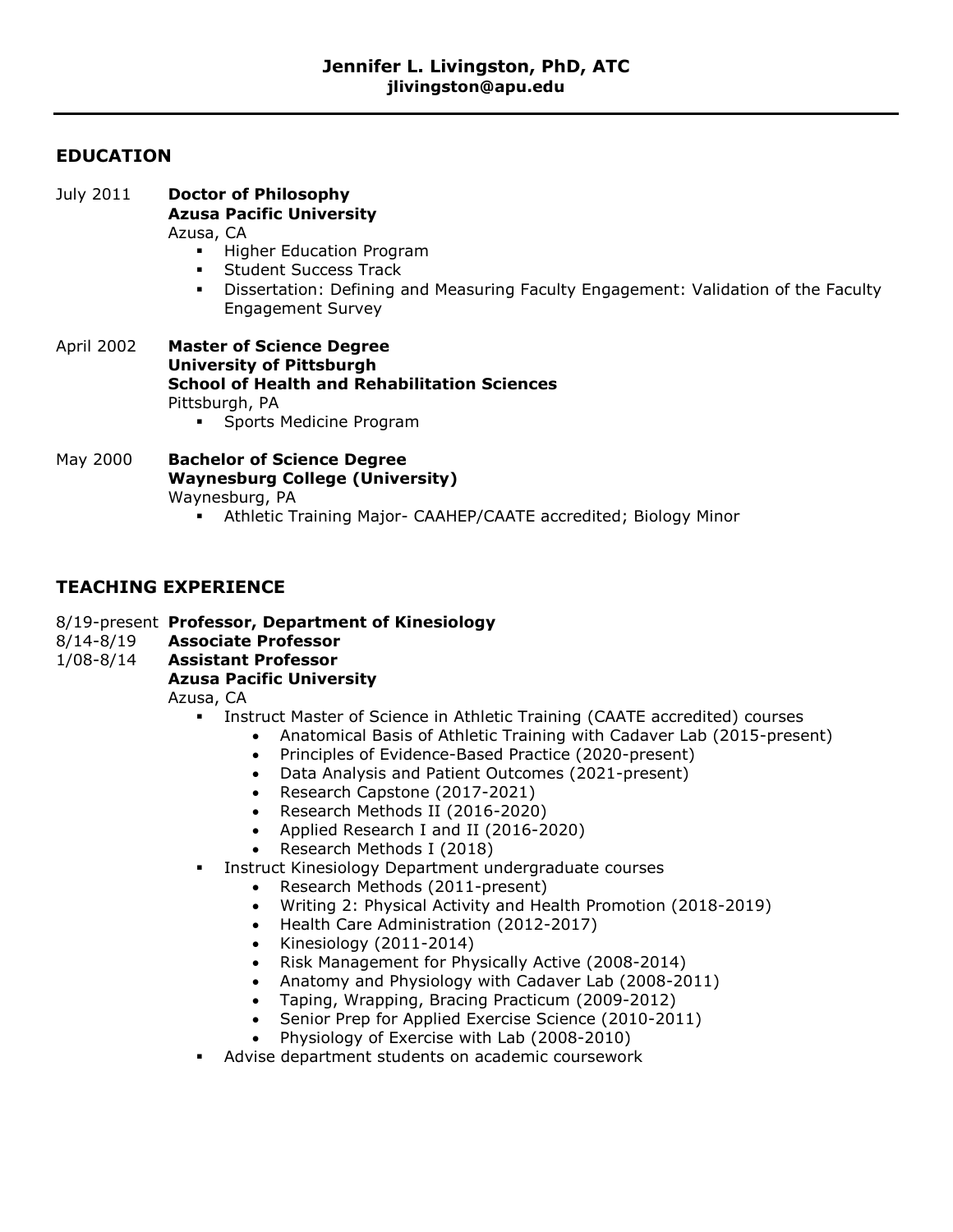# Jennifer L. Livingston, PhD, ATC
**jlivingston@apu.edu**

---

## EDUCATION

July 2011 **Doctor of Philosophy**
**Azusa Pacific University**
Azusa, CA
- Higher Education Program
- Student Success Track
- Dissertation: Defining and Measuring Faculty Engagement: Validation of the Faculty Engagement Survey

April 2002 **Master of Science Degree**
**University of Pittsburgh**
**School of Health and Rehabilitation Sciences**
Pittsburgh, PA
- Sports Medicine Program

May 2000 **Bachelor of Science Degree**
**Waynesburg College (University)**
Waynesburg, PA
- Athletic Training Major- CAAHEP/CAATE accredited; Biology Minor

## TEACHING EXPERIENCE

8/19-present **Professor, Department of Kinesiology**
8/14-8/19 **Associate Professor**
1/08-8/14 **Assistant Professor**
**Azusa Pacific University**
Azusa, CA
- Instruct Master of Science in Athletic Training (CAATE accredited) courses
  - Anatomical Basis of Athletic Training with Cadaver Lab (2015-present)
  - Principles of Evidence-Based Practice (2020-present)
  - Data Analysis and Patient Outcomes (2021-present)
  - Research Capstone (2017-2021)
  - Research Methods II (2016-2020)
  - Applied Research I and II (2016-2020)
  - Research Methods I (2018)
- Instruct Kinesiology Department undergraduate courses
  - Research Methods (2011-present)
  - Writing 2: Physical Activity and Health Promotion (2018-2019)
  - Health Care Administration (2012-2017)
  - Kinesiology (2011-2014)
  - Risk Management for Physically Active (2008-2014)
  - Anatomy and Physiology with Cadaver Lab (2008-2011)
  - Taping, Wrapping, Bracing Practicum (2009-2012)
  - Senior Prep for Applied Exercise Science (2010-2011)
  - Physiology of Exercise with Lab (2008-2010)
- Advise department students on academic coursework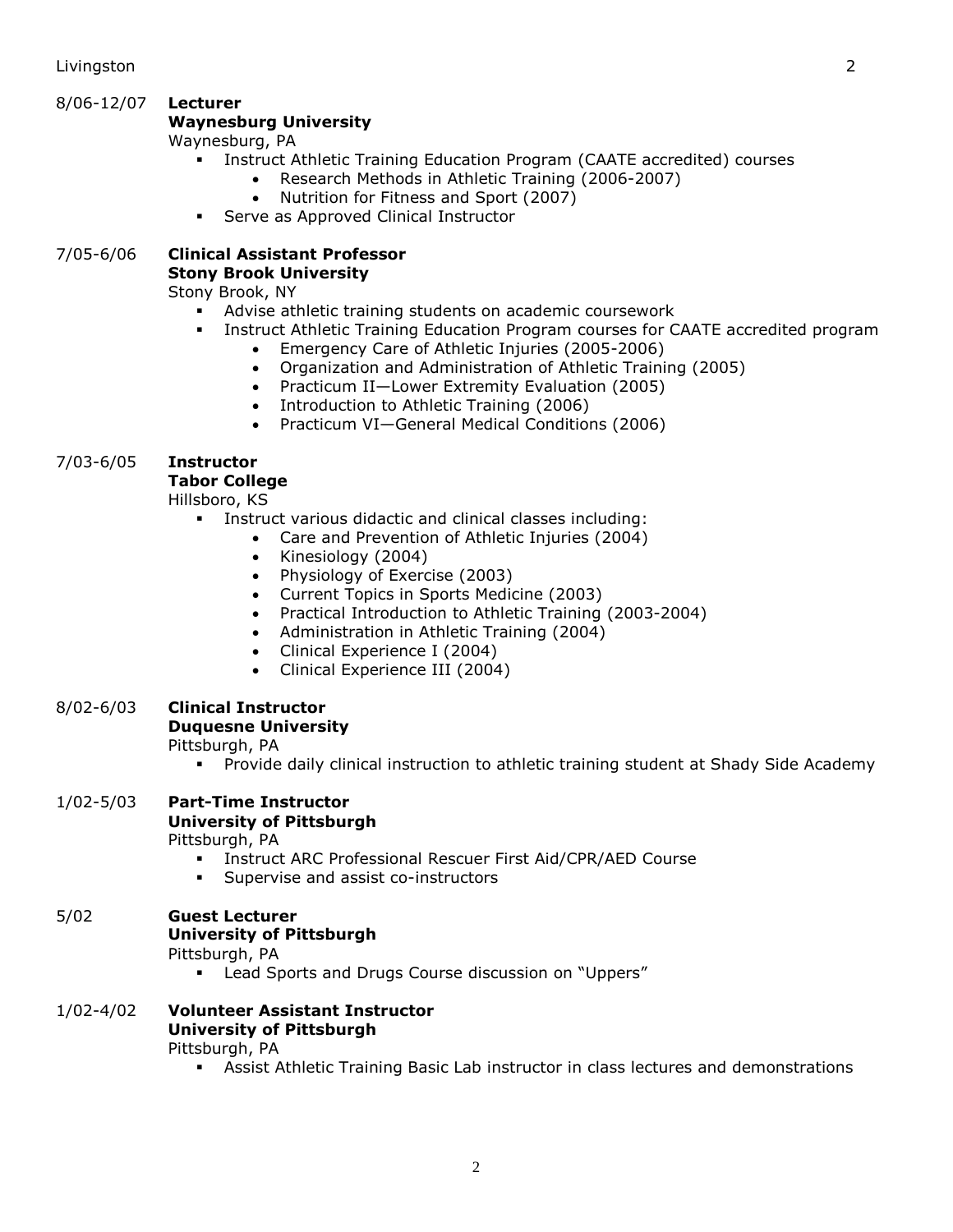8/06-12/07 **Lecturer**
**Waynesburg University**
Waynesburg, PA

- Instruct Athletic Training Education Program (CAATE accredited) courses
  - Research Methods in Athletic Training (2006-2007)
  - Nutrition for Fitness and Sport (2007)
- Serve as Approved Clinical Instructor

7/05-6/06 **Clinical Assistant Professor**
**Stony Brook University**
Stony Brook, NY

- Advise athletic training students on academic coursework
- Instruct Athletic Training Education Program courses for CAATE accredited program
  - Emergency Care of Athletic Injuries (2005-2006)
  - Organization and Administration of Athletic Training (2005)
  - Practicum II—Lower Extremity Evaluation (2005)
  - Introduction to Athletic Training (2006)
  - Practicum VI—General Medical Conditions (2006)

7/03-6/05 **Instructor**
**Tabor College**
Hillsboro, KS

- Instruct various didactic and clinical classes including:
  - Care and Prevention of Athletic Injuries (2004)
  - Kinesiology (2004)
  - Physiology of Exercise (2003)
  - Current Topics in Sports Medicine (2003)
  - Practical Introduction to Athletic Training (2003-2004)
  - Administration in Athletic Training (2004)
  - Clinical Experience I (2004)
  - Clinical Experience III (2004)

8/02-6/03 **Clinical Instructor**
**Duquesne University**
Pittsburgh, PA

- Provide daily clinical instruction to athletic training student at Shady Side Academy

1/02-5/03 **Part-Time Instructor**
**University of Pittsburgh**
Pittsburgh, PA

- Instruct ARC Professional Rescuer First Aid/CPR/AED Course
- Supervise and assist co-instructors

5/02 **Guest Lecturer**
**University of Pittsburgh**
Pittsburgh, PA

- Lead Sports and Drugs Course discussion on "Uppers"

1/02-4/02 **Volunteer Assistant Instructor**
**University of Pittsburgh**
Pittsburgh, PA

- Assist Athletic Training Basic Lab instructor in class lectures and demonstrations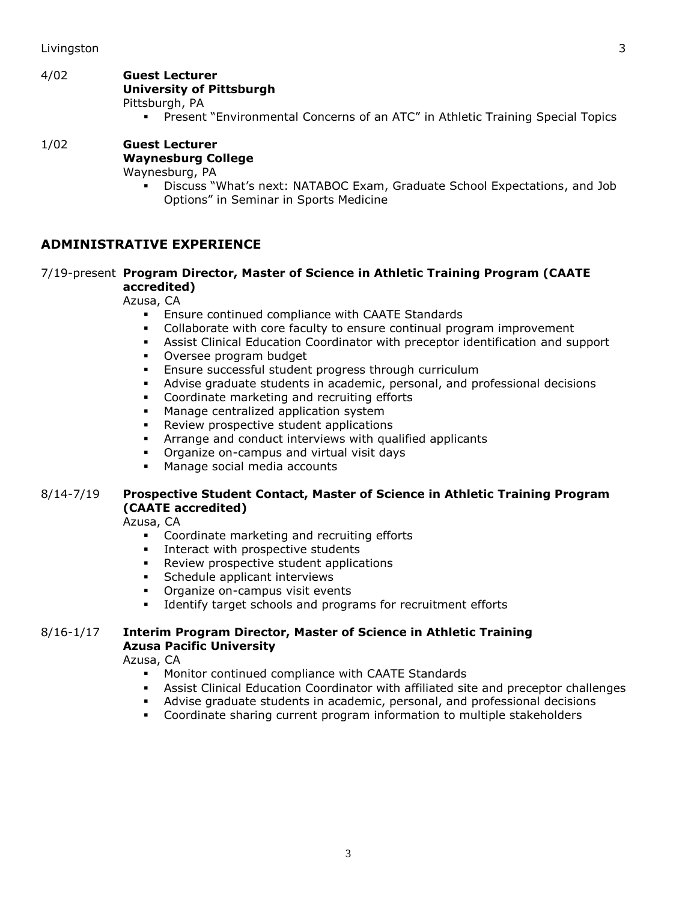4/02 **Guest Lecturer**
**University of Pittsburgh**
Pittsburgh, PA

- Present "Environmental Concerns of an ATC" in Athletic Training Special Topics

1/02 **Guest Lecturer**
**Waynesburg College**
Waynesburg, PA

- Discuss "What's next: NATABOC Exam, Graduate School Expectations, and Job Options" in Seminar in Sports Medicine

## ADMINISTRATIVE EXPERIENCE

7/19-present **Program Director, Master of Science in Athletic Training Program (CAATE accredited)**
Azusa, CA

- Ensure continued compliance with CAATE Standards
- Collaborate with core faculty to ensure continual program improvement
- Assist Clinical Education Coordinator with preceptor identification and support
- Oversee program budget
- Ensure successful student progress through curriculum
- Advise graduate students in academic, personal, and professional decisions
- Coordinate marketing and recruiting efforts
- Manage centralized application system
- Review prospective student applications
- Arrange and conduct interviews with qualified applicants
- Organize on-campus and virtual visit days
- Manage social media accounts

8/14-7/19 **Prospective Student Contact, Master of Science in Athletic Training Program (CAATE accredited)**
Azusa, CA

- Coordinate marketing and recruiting efforts
- Interact with prospective students
- Review prospective student applications
- Schedule applicant interviews
- Organize on-campus visit events
- Identify target schools and programs for recruitment efforts

8/16-1/17 **Interim Program Director, Master of Science in Athletic Training**
**Azusa Pacific University**
Azusa, CA

- Monitor continued compliance with CAATE Standards
- Assist Clinical Education Coordinator with affiliated site and preceptor challenges
- Advise graduate students in academic, personal, and professional decisions
- Coordinate sharing current program information to multiple stakeholders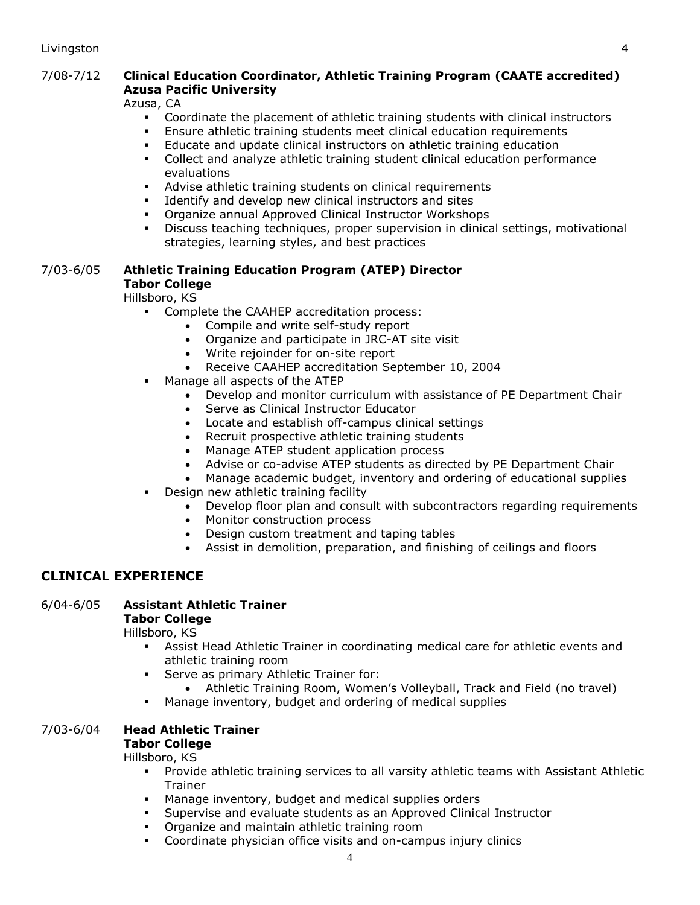7/08-7/12 **Clinical Education Coordinator, Athletic Training Program (CAATE accredited)**
**Azusa Pacific University**
Azusa, CA

- Coordinate the placement of athletic training students with clinical instructors
- Ensure athletic training students meet clinical education requirements
- Educate and update clinical instructors on athletic training education
- Collect and analyze athletic training student clinical education performance evaluations
- Advise athletic training students on clinical requirements
- Identify and develop new clinical instructors and sites
- Organize annual Approved Clinical Instructor Workshops
- Discuss teaching techniques, proper supervision in clinical settings, motivational strategies, learning styles, and best practices

7/03-6/05 **Athletic Training Education Program (ATEP) Director**
**Tabor College**
Hillsboro, KS

- Complete the CAAHEP accreditation process:
  - Compile and write self-study report
  - Organize and participate in JRC-AT site visit
  - Write rejoinder for on-site report
  - Receive CAAHEP accreditation September 10, 2004
- Manage all aspects of the ATEP
  - Develop and monitor curriculum with assistance of PE Department Chair
  - Serve as Clinical Instructor Educator
  - Locate and establish off-campus clinical settings
  - Recruit prospective athletic training students
  - Manage ATEP student application process
  - Advise or co-advise ATEP students as directed by PE Department Chair
  - Manage academic budget, inventory and ordering of educational supplies
- Design new athletic training facility
  - Develop floor plan and consult with subcontractors regarding requirements
  - Monitor construction process
  - Design custom treatment and taping tables
  - Assist in demolition, preparation, and finishing of ceilings and floors

## CLINICAL EXPERIENCE

6/04-6/05 **Assistant Athletic Trainer**
**Tabor College**
Hillsboro, KS

- Assist Head Athletic Trainer in coordinating medical care for athletic events and athletic training room
- Serve as primary Athletic Trainer for:
  - Athletic Training Room, Women's Volleyball, Track and Field (no travel)
- Manage inventory, budget and ordering of medical supplies

7/03-6/04 **Head Athletic Trainer**
**Tabor College**
Hillsboro, KS

- Provide athletic training services to all varsity athletic teams with Assistant Athletic Trainer
- Manage inventory, budget and medical supplies orders
- Supervise and evaluate students as an Approved Clinical Instructor
- Organize and maintain athletic training room
- Coordinate physician office visits and on-campus injury clinics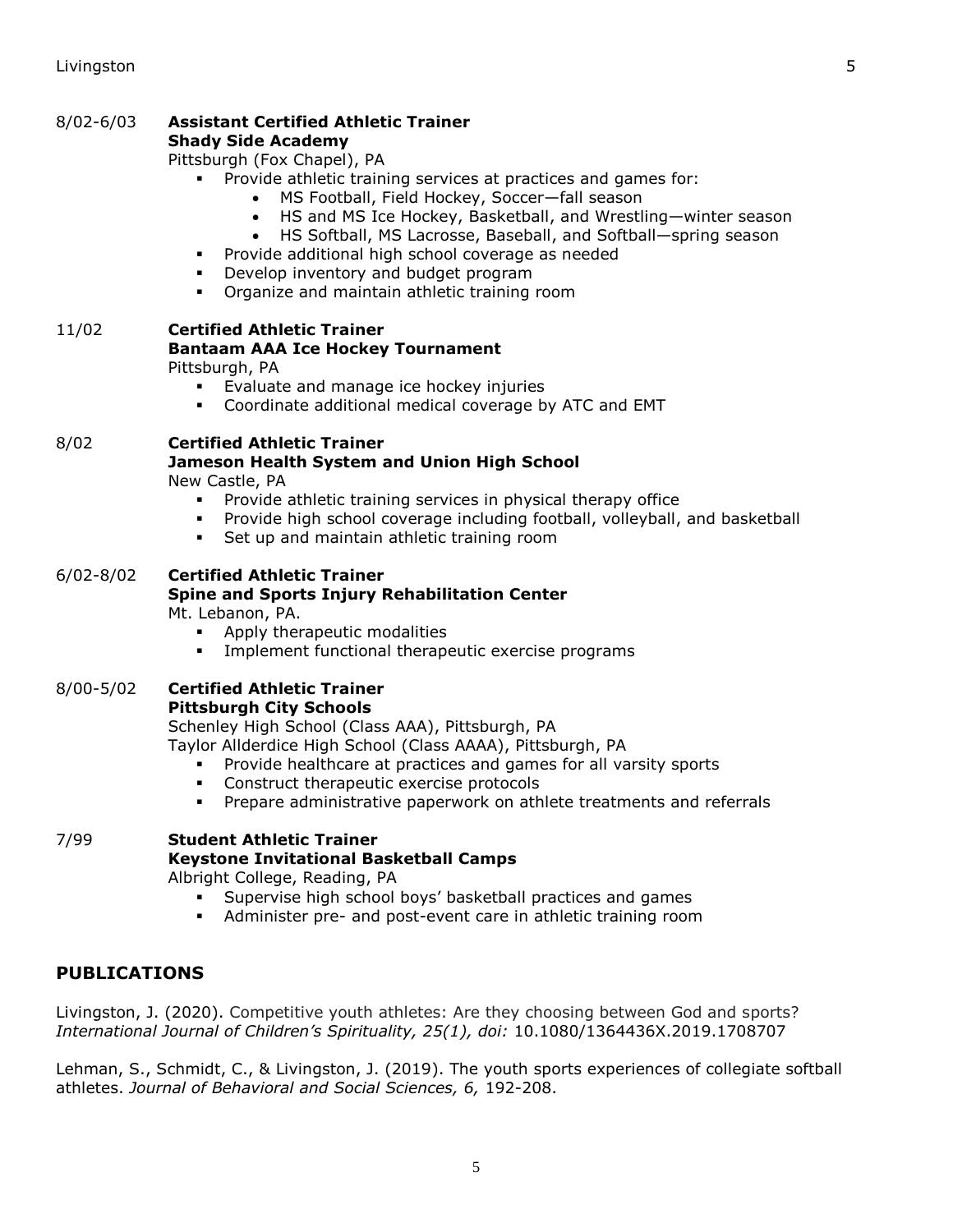8/02-6/03 **Assistant Certified Athletic Trainer**
**Shady Side Academy**
Pittsburgh (Fox Chapel), PA

- Provide athletic training services at practices and games for:
  - MS Football, Field Hockey, Soccer—fall season
  - HS and MS Ice Hockey, Basketball, and Wrestling—winter season
  - HS Softball, MS Lacrosse, Baseball, and Softball—spring season
- Provide additional high school coverage as needed
- Develop inventory and budget program
- Organize and maintain athletic training room

11/02 **Certified Athletic Trainer**
**Bantaam AAA Ice Hockey Tournament**
Pittsburgh, PA

- Evaluate and manage ice hockey injuries
- Coordinate additional medical coverage by ATC and EMT

8/02 **Certified Athletic Trainer**
**Jameson Health System and Union High School**
New Castle, PA

- Provide athletic training services in physical therapy office
- Provide high school coverage including football, volleyball, and basketball
- Set up and maintain athletic training room

6/02-8/02 **Certified Athletic Trainer**
**Spine and Sports Injury Rehabilitation Center**
Mt. Lebanon, PA.

- Apply therapeutic modalities
- Implement functional therapeutic exercise programs

8/00-5/02 **Certified Athletic Trainer**
**Pittsburgh City Schools**
Schenley High School (Class AAA), Pittsburgh, PA
Taylor Allderdice High School (Class AAAA), Pittsburgh, PA

- Provide healthcare at practices and games for all varsity sports
- Construct therapeutic exercise protocols
- Prepare administrative paperwork on athlete treatments and referrals

7/99 **Student Athletic Trainer**
**Keystone Invitational Basketball Camps**
Albright College, Reading, PA

- Supervise high school boys' basketball practices and games
- Administer pre- and post-event care in athletic training room

## PUBLICATIONS

Livingston, J. (2020). Competitive youth athletes: Are they choosing between God and sports? *International Journal of Children's Spirituality, 25(1), doi:* 10.1080/1364436X.2019.1708707

Lehman, S., Schmidt, C., & Livingston, J. (2019). The youth sports experiences of collegiate softball athletes. *Journal of Behavioral and Social Sciences, 6,* 192-208.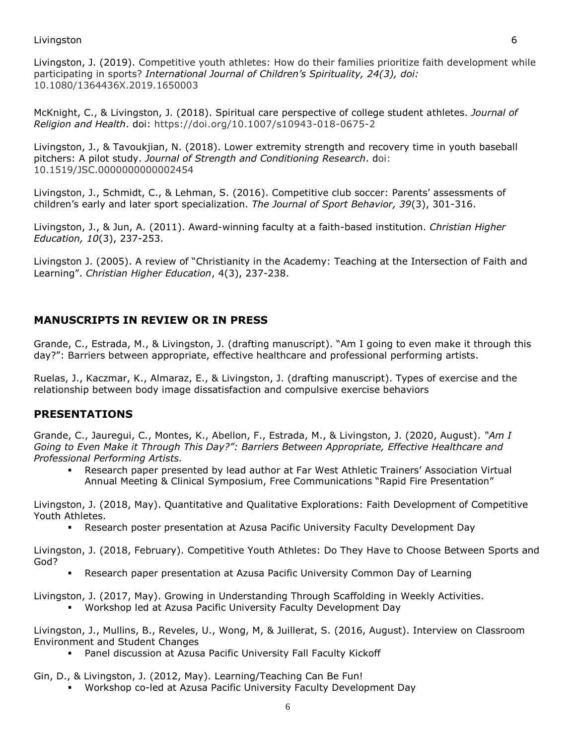Livingston, J. (2019). Competitive youth athletes: How do their families prioritize faith development while participating in sports? *International Journal of Children's Spirituality, 24(3), doi:* 10.1080/1364436X.2019.1650003

McKnight, C., & Livingston, J. (2018). Spiritual care perspective of college student athletes. *Journal of Religion and Health*. doi: https://doi.org/10.1007/s10943-018-0675-2

Livingston, J., & Tavoukjian, N. (2018). Lower extremity strength and recovery time in youth baseball pitchers: A pilot study. *Journal of Strength and Conditioning Research*. doi: 10.1519/JSC.0000000000002454

Livingston, J., Schmidt, C., & Lehman, S. (2016). Competitive club soccer: Parents' assessments of children's early and later sport specialization. *The Journal of Sport Behavior, 39*(3), 301-316.

Livingston, J., & Jun, A. (2011). Award-winning faculty at a faith-based institution. *Christian Higher Education, 10*(3), 237-253.

Livingston J. (2005). A review of "Christianity in the Academy: Teaching at the Intersection of Faith and Learning". *Christian Higher Education*, 4(3), 237-238.

## MANUSCRIPTS IN REVIEW OR IN PRESS

Grande, C., Estrada, M., & Livingston, J. (drafting manuscript). "Am I going to even make it through this day?": Barriers between appropriate, effective healthcare and professional performing artists.

Ruelas, J., Kaczmar, K., Almaraz, E., & Livingston, J. (drafting manuscript). Types of exercise and the relationship between body image dissatisfaction and compulsive exercise behaviors

## PRESENTATIONS

Grande, C., Jauregui, C., Montes, K., Abellon, F., Estrada, M., & Livingston, J. (2020, August). *"Am I Going to Even Make it Through This Day?": Barriers Between Appropriate, Effective Healthcare and Professional Performing Artists.*

- Research paper presented by lead author at Far West Athletic Trainers' Association Virtual Annual Meeting & Clinical Symposium, Free Communications "Rapid Fire Presentation"

Livingston, J. (2018, May). Quantitative and Qualitative Explorations: Faith Development of Competitive Youth Athletes.

- Research poster presentation at Azusa Pacific University Faculty Development Day

Livingston, J. (2018, February). Competitive Youth Athletes: Do They Have to Choose Between Sports and God?

- Research paper presentation at Azusa Pacific University Common Day of Learning

Livingston, J. (2017, May). Growing in Understanding Through Scaffolding in Weekly Activities.

- Workshop led at Azusa Pacific University Faculty Development Day

Livingston, J., Mullins, B., Reveles, U., Wong, M, & Juillerat, S. (2016, August). Interview on Classroom Environment and Student Changes

- Panel discussion at Azusa Pacific University Fall Faculty Kickoff

Gin, D., & Livingston, J. (2012, May). Learning/Teaching Can Be Fun!

- Workshop co-led at Azusa Pacific University Faculty Development Day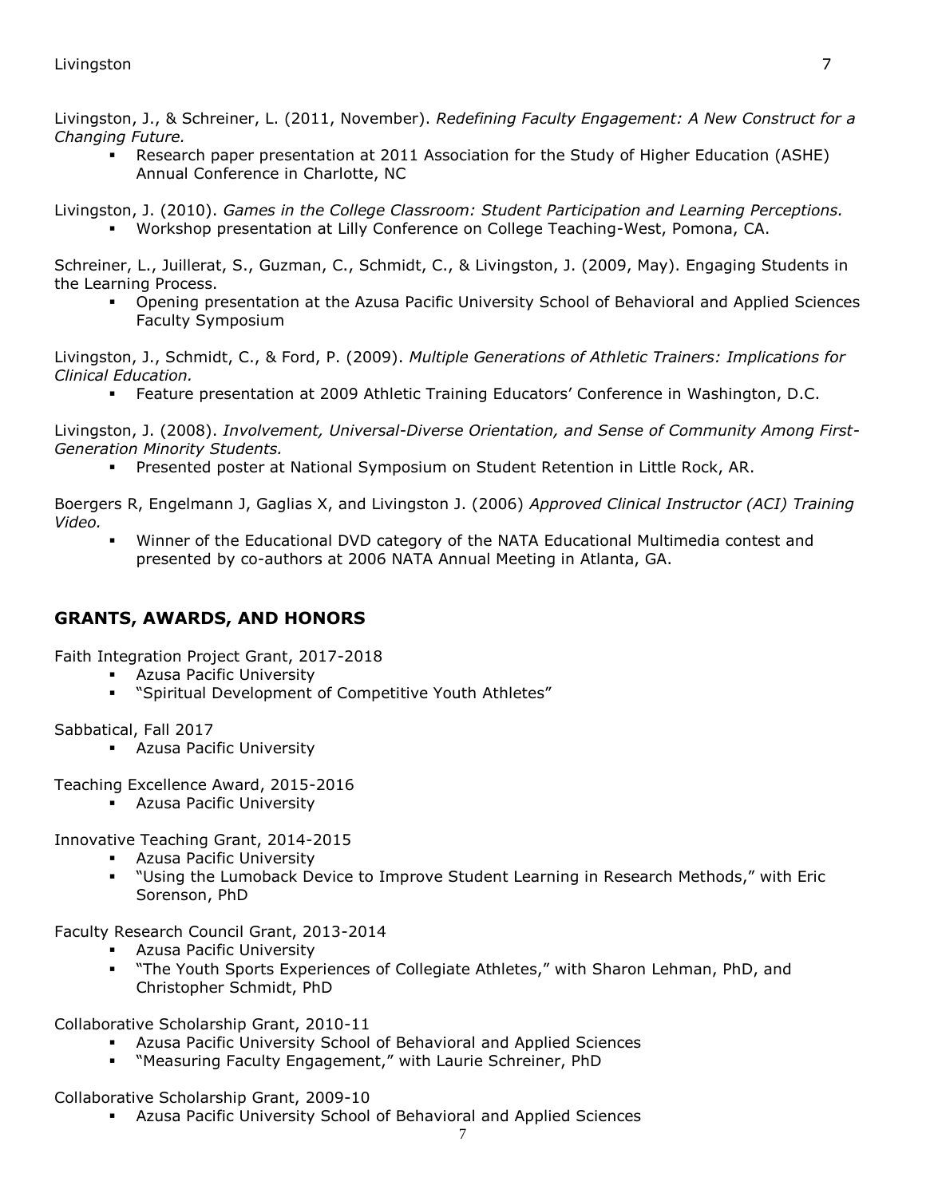Livingston, J., & Schreiner, L. (2011, November). *Redefining Faculty Engagement: A New Construct for a Changing Future.*

- Research paper presentation at 2011 Association for the Study of Higher Education (ASHE) Annual Conference in Charlotte, NC

Livingston, J. (2010). *Games in the College Classroom: Student Participation and Learning Perceptions.*

- Workshop presentation at Lilly Conference on College Teaching-West, Pomona, CA.

Schreiner, L., Juillerat, S., Guzman, C., Schmidt, C., & Livingston, J. (2009, May). Engaging Students in the Learning Process.

- Opening presentation at the Azusa Pacific University School of Behavioral and Applied Sciences Faculty Symposium

Livingston, J., Schmidt, C., & Ford, P. (2009). *Multiple Generations of Athletic Trainers: Implications for Clinical Education.*

- Feature presentation at 2009 Athletic Training Educators' Conference in Washington, D.C.

Livingston, J. (2008). *Involvement, Universal-Diverse Orientation, and Sense of Community Among First-Generation Minority Students.*

- Presented poster at National Symposium on Student Retention in Little Rock, AR.

Boergers R, Engelmann J, Gaglias X, and Livingston J. (2006) *Approved Clinical Instructor (ACI) Training Video.*

- Winner of the Educational DVD category of the NATA Educational Multimedia contest and presented by co-authors at 2006 NATA Annual Meeting in Atlanta, GA.

## GRANTS, AWARDS, AND HONORS

Faith Integration Project Grant, 2017-2018

- Azusa Pacific University
- "Spiritual Development of Competitive Youth Athletes"

Sabbatical, Fall 2017

- Azusa Pacific University

Teaching Excellence Award, 2015-2016

- Azusa Pacific University

Innovative Teaching Grant, 2014-2015

- Azusa Pacific University
- "Using the Lumoback Device to Improve Student Learning in Research Methods," with Eric Sorenson, PhD

Faculty Research Council Grant, 2013-2014

- Azusa Pacific University
- "The Youth Sports Experiences of Collegiate Athletes," with Sharon Lehman, PhD, and Christopher Schmidt, PhD

Collaborative Scholarship Grant, 2010-11

- Azusa Pacific University School of Behavioral and Applied Sciences
- "Measuring Faculty Engagement," with Laurie Schreiner, PhD

Collaborative Scholarship Grant, 2009-10

- Azusa Pacific University School of Behavioral and Applied Sciences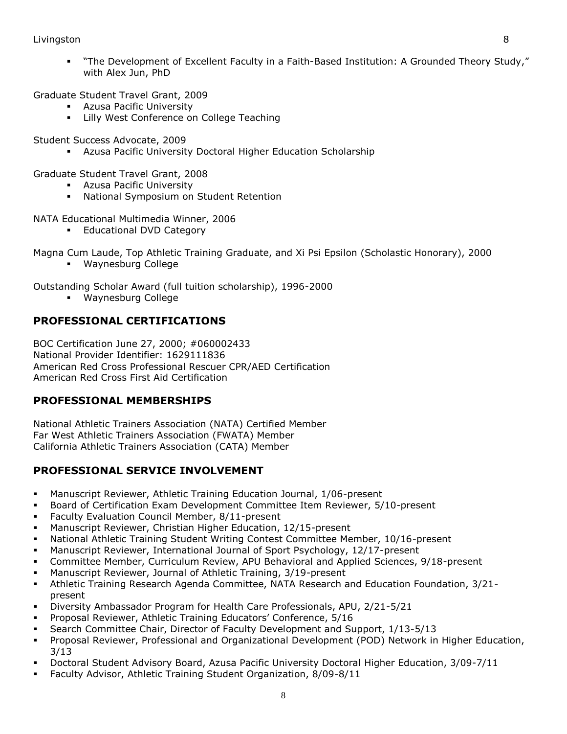- "The Development of Excellent Faculty in a Faith-Based Institution: A Grounded Theory Study," with Alex Jun, PhD

Graduate Student Travel Grant, 2009

- Azusa Pacific University
- Lilly West Conference on College Teaching

Student Success Advocate, 2009

- Azusa Pacific University Doctoral Higher Education Scholarship

Graduate Student Travel Grant, 2008

- Azusa Pacific University
- National Symposium on Student Retention

NATA Educational Multimedia Winner, 2006

- Educational DVD Category

Magna Cum Laude, Top Athletic Training Graduate, and Xi Psi Epsilon (Scholastic Honorary), 2000

- Waynesburg College

Outstanding Scholar Award (full tuition scholarship), 1996-2000

- Waynesburg College

## PROFESSIONAL CERTIFICATIONS

BOC Certification June 27, 2000; #060002433
National Provider Identifier: 1629111836
American Red Cross Professional Rescuer CPR/AED Certification
American Red Cross First Aid Certification

## PROFESSIONAL MEMBERSHIPS

National Athletic Trainers Association (NATA) Certified Member
Far West Athletic Trainers Association (FWATA) Member
California Athletic Trainers Association (CATA) Member

## PROFESSIONAL SERVICE INVOLVEMENT

- Manuscript Reviewer, Athletic Training Education Journal, 1/06-present
- Board of Certification Exam Development Committee Item Reviewer, 5/10-present
- Faculty Evaluation Council Member, 8/11-present
- Manuscript Reviewer, Christian Higher Education, 12/15-present
- National Athletic Training Student Writing Contest Committee Member, 10/16-present
- Manuscript Reviewer, International Journal of Sport Psychology, 12/17-present
- Committee Member, Curriculum Review, APU Behavioral and Applied Sciences, 9/18-present
- Manuscript Reviewer, Journal of Athletic Training, 3/19-present
- Athletic Training Research Agenda Committee, NATA Research and Education Foundation, 3/21-present
- Diversity Ambassador Program for Health Care Professionals, APU, 2/21-5/21
- Proposal Reviewer, Athletic Training Educators' Conference, 5/16
- Search Committee Chair, Director of Faculty Development and Support, 1/13-5/13
- Proposal Reviewer, Professional and Organizational Development (POD) Network in Higher Education, 3/13
- Doctoral Student Advisory Board, Azusa Pacific University Doctoral Higher Education, 3/09-7/11
- Faculty Advisor, Athletic Training Student Organization, 8/09-8/11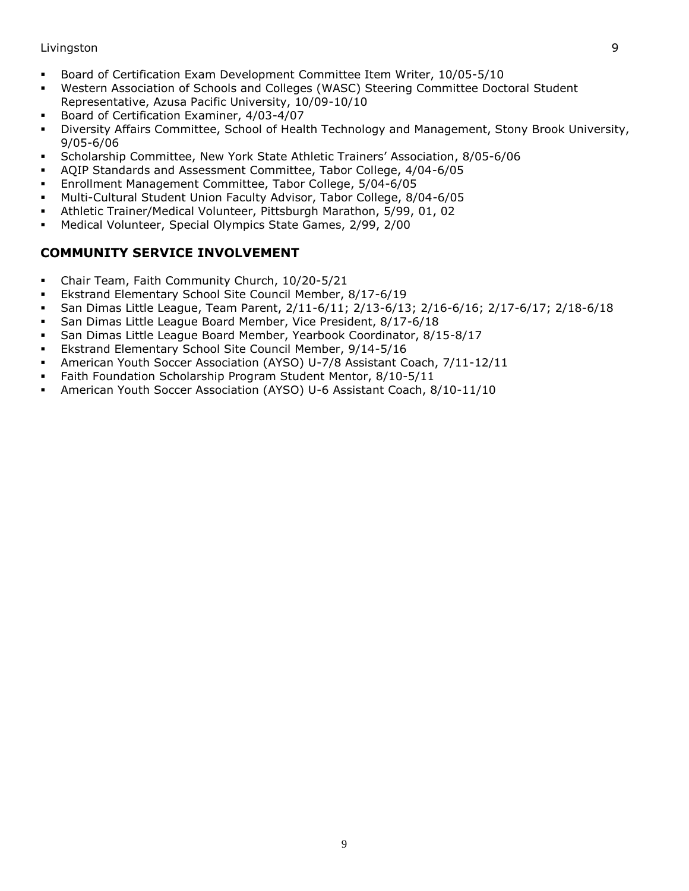- Board of Certification Exam Development Committee Item Writer, 10/05-5/10
- Western Association of Schools and Colleges (WASC) Steering Committee Doctoral Student Representative, Azusa Pacific University, 10/09-10/10
- Board of Certification Examiner, 4/03-4/07
- Diversity Affairs Committee, School of Health Technology and Management, Stony Brook University, 9/05-6/06
- Scholarship Committee, New York State Athletic Trainers' Association, 8/05-6/06
- AQIP Standards and Assessment Committee, Tabor College, 4/04-6/05
- Enrollment Management Committee, Tabor College, 5/04-6/05
- Multi-Cultural Student Union Faculty Advisor, Tabor College, 8/04-6/05
- Athletic Trainer/Medical Volunteer, Pittsburgh Marathon, 5/99, 01, 02
- Medical Volunteer, Special Olympics State Games, 2/99, 2/00

## COMMUNITY SERVICE INVOLVEMENT

- Chair Team, Faith Community Church, 10/20-5/21
- Ekstrand Elementary School Site Council Member, 8/17-6/19
- San Dimas Little League, Team Parent, 2/11-6/11; 2/13-6/13; 2/16-6/16; 2/17-6/17; 2/18-6/18
- San Dimas Little League Board Member, Vice President, 8/17-6/18
- San Dimas Little League Board Member, Yearbook Coordinator, 8/15-8/17
- Ekstrand Elementary School Site Council Member, 9/14-5/16
- American Youth Soccer Association (AYSO) U-7/8 Assistant Coach, 7/11-12/11
- Faith Foundation Scholarship Program Student Mentor, 8/10-5/11
- American Youth Soccer Association (AYSO) U-6 Assistant Coach, 8/10-11/10